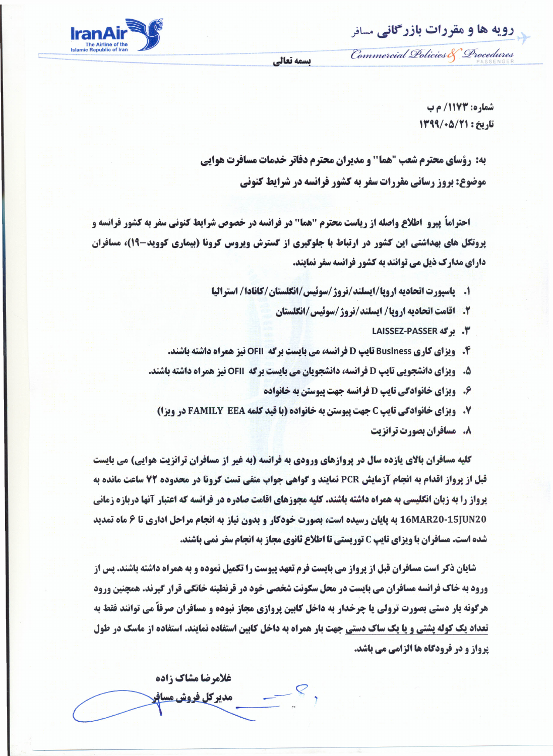رویه ها و مقررات بازرگانی مسافر

Commercial Policies & Procedures PASSENGER

بسمه تعالی

شماره: ۱۱۷۳/ م ب

تاریخ: ۱۳۹۹/۰۵/۲۱

به: رؤسای محترم شعب "هما" و مدیران محترم دفاتر خدمات مسافرت هوایی

موضوع: بروز رسانی مقررات سفر به کشور فرانسه در شرایط کنونی

احتراماً پیرو اطلاع واصله از ریاست محترم "هما" در فرانسه در خصوص شرایط کنونی سفر به کشور فرانسه و پروتکل های بهداشتی این کشور در ارتباط با جلوگیری از گسترش ویروس کرونا (بیماری کووید-۱۹)، مسافران دارای مدارک ذیل می توانند به کشور فرانسه سفر نمایند.

۱. پاسپورت اتحادیه اروپا/ایسلند/نروژ/سوئیس/انگلستان/کانادا/ استرالیا
۲. اقامت اتحادیه اروپا/ ایسلند/نروژ/سوئیس/انگلستان
۳. برگه LAISSEZ-PASSER
۴. ویزای کاری Business تایپ D فرانسه، می بایست برگه OFII نیز همراه داشته باشند.
۵. ویزای دانشجویی تایپ D فرانسه، دانشجویان می بایست برگه OFII نیز همراه داشته باشند.
۶. ویزای خانوادگی تایپ D فرانسه جهت پیوستن به خانواده
۷. ویزای خانوادگی تایپ C جهت پیوستن به خانواده (با قید کلمه FAMILY EEA در ویزا)
۸. مسافران بصورت ترانزیت

کلیه مسافران بالای یازده سال در پروازهای ورودی به فرانسه (به غیر از مسافران ترانزیت هوایی) می بایست قبل از پرواز اقدام به انجام آزمایش PCR نمایند و گواهی جواب منفی تست کرونا در محدوده ۷۲ ساعت مانده به پرواز را به زبان انگلیسی به همراه داشته باشند. کلیه مجوزهای اقامت صادره در فرانسه که اعتبار آنها دربازه زمانی 16MAR20-15JUN20 به پایان رسیده است، بصورت خودکار و بدون نیاز به انجام مراحل اداری تا ۶ ماه تمدید شده است. مسافران با ویزای تایپ C توریستی تا اطلاع ثانوی مجاز به انجام سفر نمی باشند.

شایان ذکر است مسافران قبل از پرواز می بایست فرم تعهد پیوست را تکمیل نموده و به همراه داشته باشند. پس از ورود به خاک فرانسه مسافران می بایست در محل سکونت شخصی خود در قرنطینه خانگی قرار گیرند. همچنین ورود هرگونه بار دستی بصورت ترولی یا چرخدار به داخل کابین پروازی مجاز نبوده و مسافران صرفاً می توانند فقط به تعداد یک کوله پشتی و یا یک ساک دستی جهت بار همراه به داخل کابین استفاده نمایند. استفاده از ماسک در طول پرواز و در فرودگاه ها الزامی می باشد.

غلامرضا مشاک زاده

مدیرکل فروش مسافر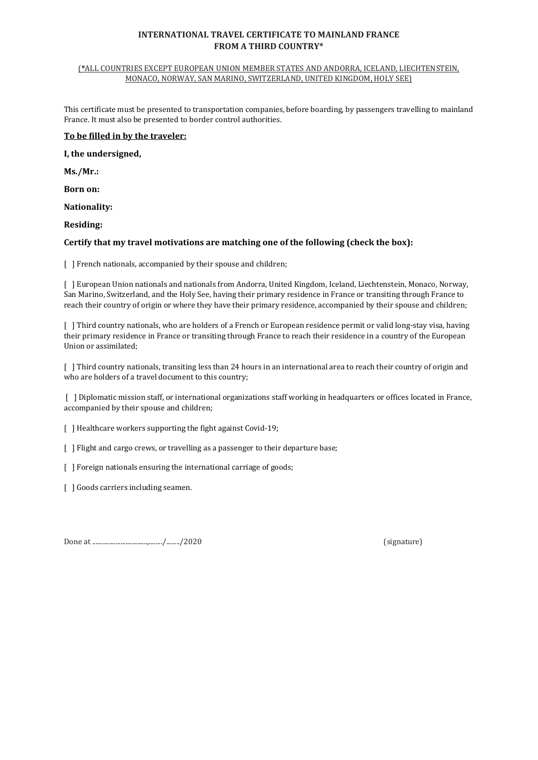**INTERNATIONAL TRAVEL CERTIFICATE TO MAINLAND FRANCE**
**FROM A THIRD COUNTRY***

(*ALL COUNTRIES EXCEPT EUROPEAN UNION MEMBER STATES AND ANDORRA, ICELAND, LIECHTENSTEIN, MONACO, NORWAY, SAN MARINO, SWITZERLAND, UNITED KINGDOM, HOLY SEE)

This certificate must be presented to transportation companies, before boarding, by passengers travelling to mainland France. It must also be presented to border control authorities.

**To be filled in by the traveler:**

**I, the undersigned,**

**Ms./Mr.:**

**Born on:**

**Nationality:**

**Residing:**

**Certify that my travel motivations are matching one of the following (check the box):**

[ ] French nationals, accompanied by their spouse and children;

[ ] European Union nationals and nationals from Andorra, United Kingdom, Iceland, Liechtenstein, Monaco, Norway, San Marino, Switzerland, and the Holy See, having their primary residence in France or transiting through France to reach their country of origin or where they have their primary residence, accompanied by their spouse and children;

[ ] Third country nationals, who are holders of a French or European residence permit or valid long-stay visa, having their primary residence in France or transiting through France to reach their residence in a country of the European Union or assimilated;

[ ] Third country nationals, transiting less than 24 hours in an international area to reach their country of origin and who are holders of a travel document to this country;

[ ] Diplomatic mission staff, or international organizations staff working in headquarters or offices located in France, accompanied by their spouse and children;

[ ] Healthcare workers supporting the fight against Covid-19;

[ ] Flight and cargo crews, or travelling as a passenger to their departure base;

[ ] Foreign nationals ensuring the international carriage of goods;

[ ] Goods carriers including seamen.

Done at ...................................,........./........./2020 (signature)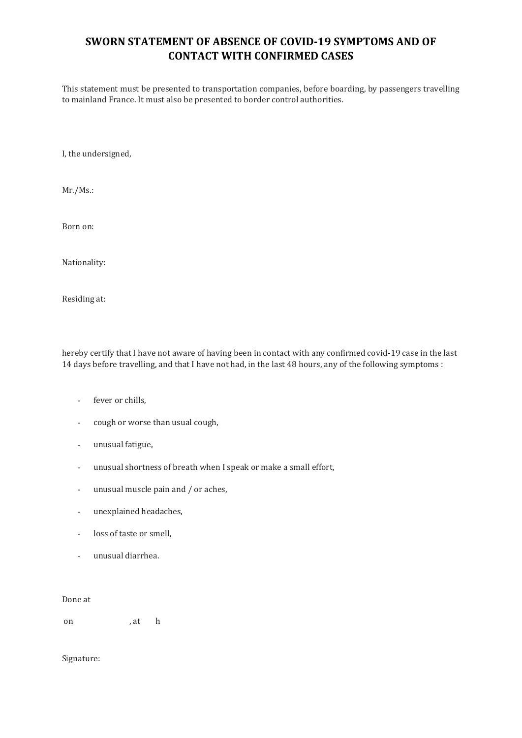# SWORN STATEMENT OF ABSENCE OF COVID-19 SYMPTOMS AND OF CONTACT WITH CONFIRMED CASES

This statement must be presented to transportation companies, before boarding, by passengers travelling to mainland France. It must also be presented to border control authorities.

I, the undersigned,

Mr./Ms.:

Born on:

Nationality:

Residing at:

hereby certify that I have not aware of having been in contact with any confirmed covid-19 case in the last 14 days before travelling, and that I have not had, in the last 48 hours, any of the following symptoms :

- fever or chills,
- cough or worse than usual cough,
- unusual fatigue,
- unusual shortness of breath when I speak or make a small effort,
- unusual muscle pain and / or aches,
- unexplained headaches,
- loss of taste or smell,
- unusual diarrhea.

Done at

on , at h

Signature: